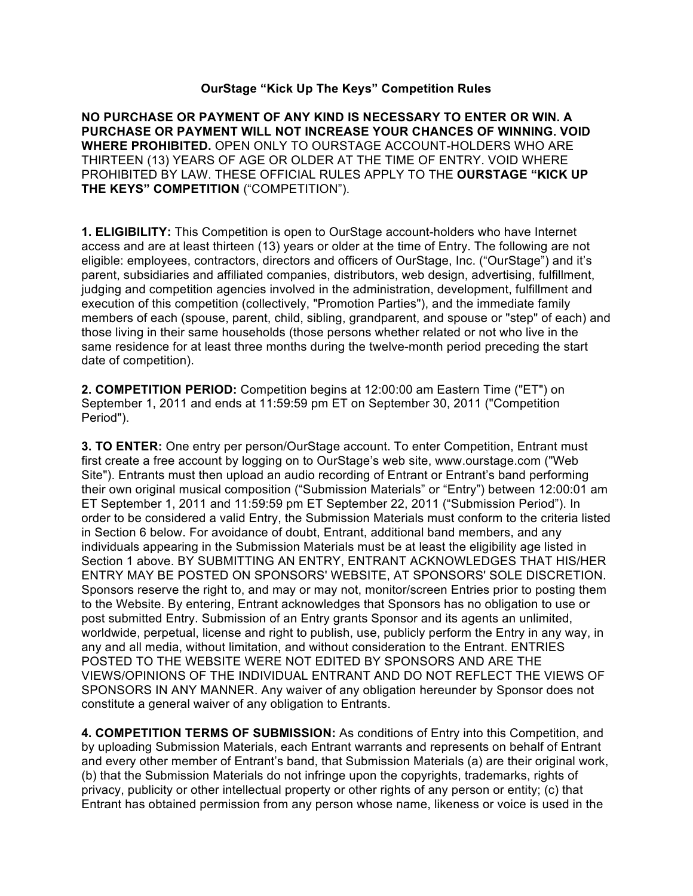# OurStage "Kick Up The Keys" Competition Rules

**NO PURCHASE OR PAYMENT OF ANY KIND IS NECESSARY TO ENTER OR WIN. A PURCHASE OR PAYMENT WILL NOT INCREASE YOUR CHANCES OF WINNING. VOID WHERE PROHIBITED.** OPEN ONLY TO OURSTAGE ACCOUNT-HOLDERS WHO ARE THIRTEEN (13) YEARS OF AGE OR OLDER AT THE TIME OF ENTRY. VOID WHERE PROHIBITED BY LAW. THESE OFFICIAL RULES APPLY TO THE **OURSTAGE "KICK UP THE KEYS" COMPETITION** ("COMPETITION").

**1. ELIGIBILITY:** This Competition is open to OurStage account-holders who have Internet access and are at least thirteen (13) years or older at the time of Entry. The following are not eligible: employees, contractors, directors and officers of OurStage, Inc. ("OurStage") and it's parent, subsidiaries and affiliated companies, distributors, web design, advertising, fulfillment, judging and competition agencies involved in the administration, development, fulfillment and execution of this competition (collectively, "Promotion Parties"), and the immediate family members of each (spouse, parent, child, sibling, grandparent, and spouse or "step" of each) and those living in their same households (those persons whether related or not who live in the same residence for at least three months during the twelve-month period preceding the start date of competition).

**2. COMPETITION PERIOD:** Competition begins at 12:00:00 am Eastern Time ("ET") on September 1, 2011 and ends at 11:59:59 pm ET on September 30, 2011 ("Competition Period").

**3. TO ENTER:** One entry per person/OurStage account. To enter Competition, Entrant must first create a free account by logging on to OurStage's web site, www.ourstage.com ("Web Site"). Entrants must then upload an audio recording of Entrant or Entrant's band performing their own original musical composition ("Submission Materials" or "Entry") between 12:00:01 am ET September 1, 2011 and 11:59:59 pm ET September 22, 2011 ("Submission Period"). In order to be considered a valid Entry, the Submission Materials must conform to the criteria listed in Section 6 below. For avoidance of doubt, Entrant, additional band members, and any individuals appearing in the Submission Materials must be at least the eligibility age listed in Section 1 above. BY SUBMITTING AN ENTRY, ENTRANT ACKNOWLEDGES THAT HIS/HER ENTRY MAY BE POSTED ON SPONSORS' WEBSITE, AT SPONSORS' SOLE DISCRETION. Sponsors reserve the right to, and may or may not, monitor/screen Entries prior to posting them to the Website. By entering, Entrant acknowledges that Sponsors has no obligation to use or post submitted Entry. Submission of an Entry grants Sponsor and its agents an unlimited, worldwide, perpetual, license and right to publish, use, publicly perform the Entry in any way, in any and all media, without limitation, and without consideration to the Entrant. ENTRIES POSTED TO THE WEBSITE WERE NOT EDITED BY SPONSORS AND ARE THE VIEWS/OPINIONS OF THE INDIVIDUAL ENTRANT AND DO NOT REFLECT THE VIEWS OF SPONSORS IN ANY MANNER. Any waiver of any obligation hereunder by Sponsor does not constitute a general waiver of any obligation to Entrants.

**4. COMPETITION TERMS OF SUBMISSION:** As conditions of Entry into this Competition, and by uploading Submission Materials, each Entrant warrants and represents on behalf of Entrant and every other member of Entrant's band, that Submission Materials (a) are their original work, (b) that the Submission Materials do not infringe upon the copyrights, trademarks, rights of privacy, publicity or other intellectual property or other rights of any person or entity; (c) that Entrant has obtained permission from any person whose name, likeness or voice is used in the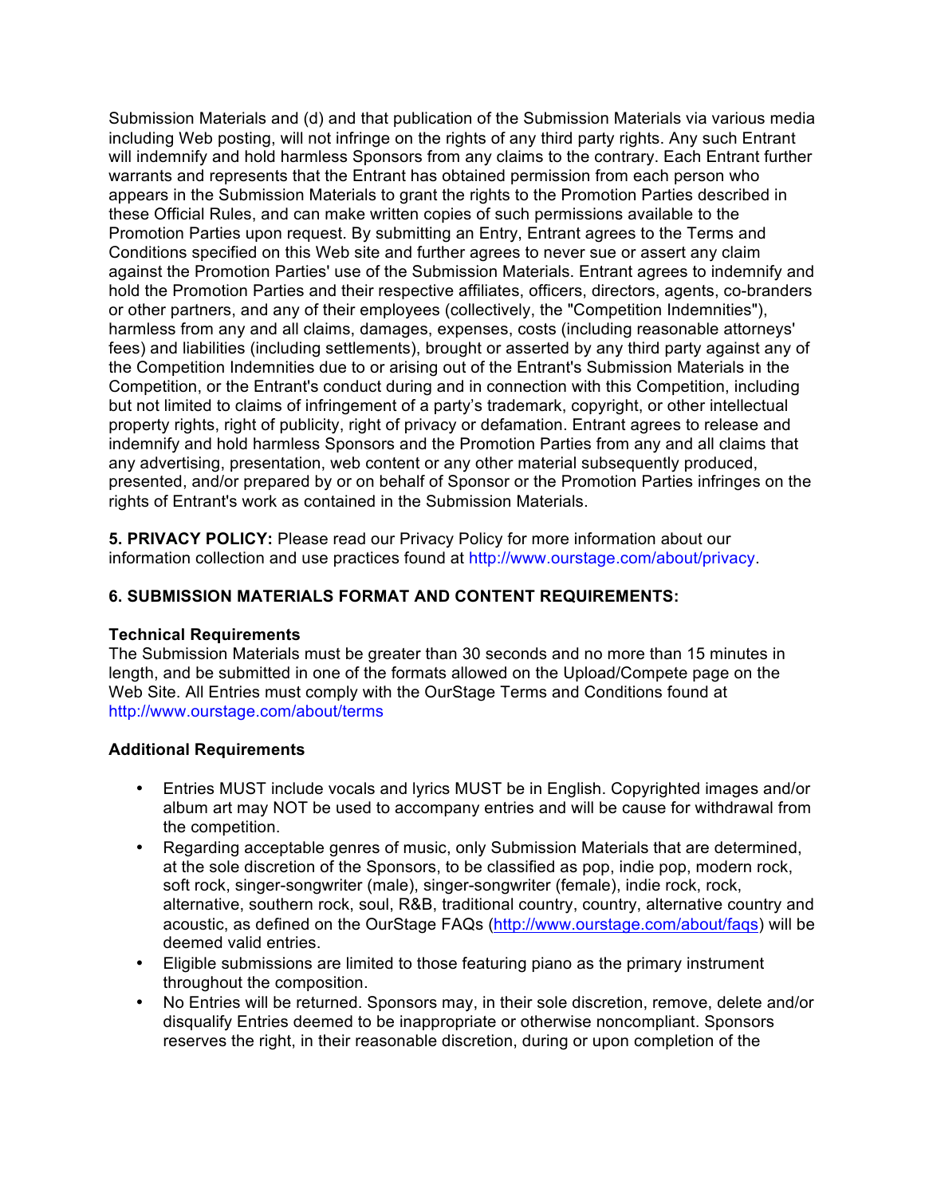Submission Materials and (d) and that publication of the Submission Materials via various media including Web posting, will not infringe on the rights of any third party rights. Any such Entrant will indemnify and hold harmless Sponsors from any claims to the contrary. Each Entrant further warrants and represents that the Entrant has obtained permission from each person who appears in the Submission Materials to grant the rights to the Promotion Parties described in these Official Rules, and can make written copies of such permissions available to the Promotion Parties upon request. By submitting an Entry, Entrant agrees to the Terms and Conditions specified on this Web site and further agrees to never sue or assert any claim against the Promotion Parties' use of the Submission Materials. Entrant agrees to indemnify and hold the Promotion Parties and their respective affiliates, officers, directors, agents, co-branders or other partners, and any of their employees (collectively, the "Competition Indemnities"), harmless from any and all claims, damages, expenses, costs (including reasonable attorneys' fees) and liabilities (including settlements), brought or asserted by any third party against any of the Competition Indemnities due to or arising out of the Entrant's Submission Materials in the Competition, or the Entrant's conduct during and in connection with this Competition, including but not limited to claims of infringement of a party's trademark, copyright, or other intellectual property rights, right of publicity, right of privacy or defamation. Entrant agrees to release and indemnify and hold harmless Sponsors and the Promotion Parties from any and all claims that any advertising, presentation, web content or any other material subsequently produced, presented, and/or prepared by or on behalf of Sponsor or the Promotion Parties infringes on the rights of Entrant's work as contained in the Submission Materials.

**5. PRIVACY POLICY:** Please read our Privacy Policy for more information about our information collection and use practices found at http://www.ourstage.com/about/privacy.

**6. SUBMISSION MATERIALS FORMAT AND CONTENT REQUIREMENTS:**

**Technical Requirements**

The Submission Materials must be greater than 30 seconds and no more than 15 minutes in length, and be submitted in one of the formats allowed on the Upload/Compete page on the Web Site. All Entries must comply with the OurStage Terms and Conditions found at http://www.ourstage.com/about/terms

**Additional Requirements**

- Entries MUST include vocals and lyrics MUST be in English. Copyrighted images and/or album art may NOT be used to accompany entries and will be cause for withdrawal from the competition.
- Regarding acceptable genres of music, only Submission Materials that are determined, at the sole discretion of the Sponsors, to be classified as pop, indie pop, modern rock, soft rock, singer-songwriter (male), singer-songwriter (female), indie rock, rock, alternative, southern rock, soul, R&B, traditional country, country, alternative country and acoustic, as defined on the OurStage FAQs (http://www.ourstage.com/about/faqs) will be deemed valid entries.
- Eligible submissions are limited to those featuring piano as the primary instrument throughout the composition.
- No Entries will be returned. Sponsors may, in their sole discretion, remove, delete and/or disqualify Entries deemed to be inappropriate or otherwise noncompliant. Sponsors reserves the right, in their reasonable discretion, during or upon completion of the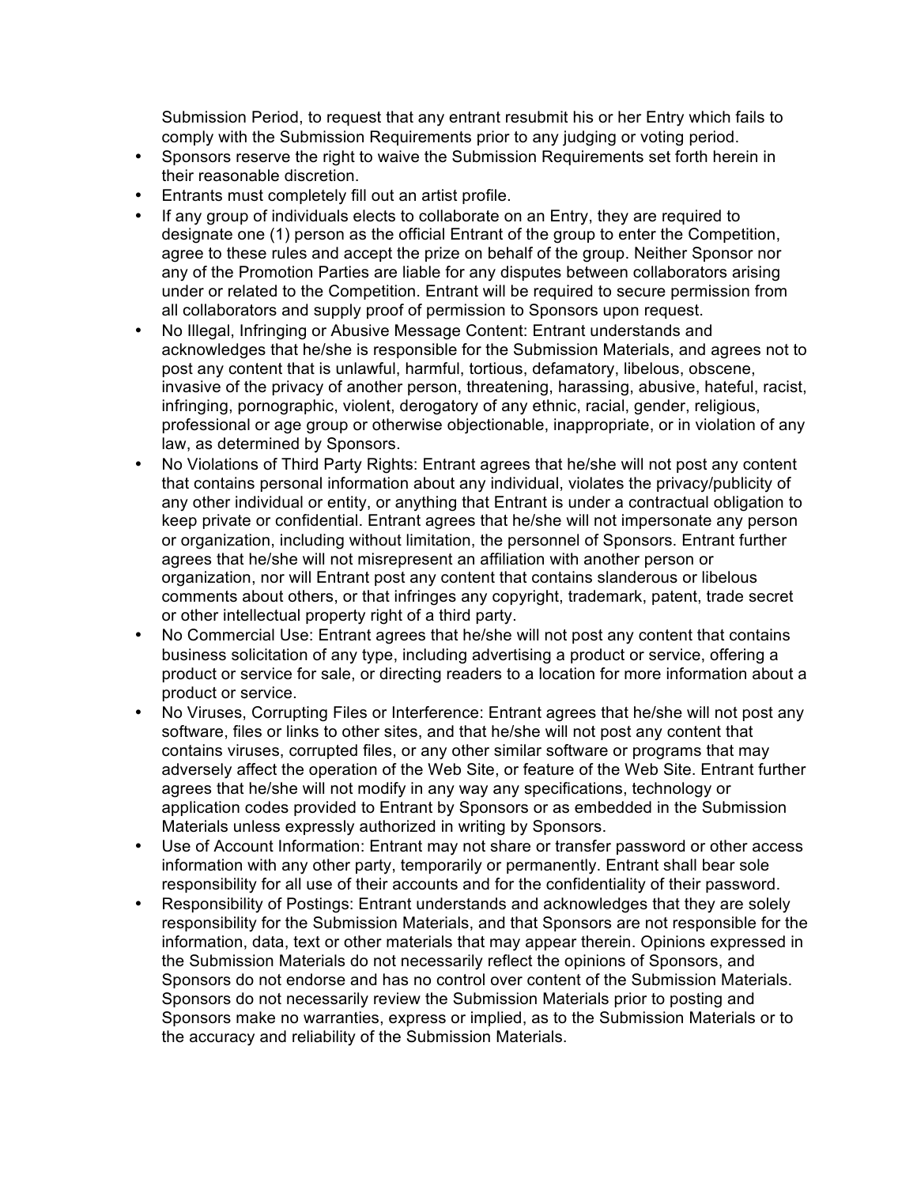Submission Period, to request that any entrant resubmit his or her Entry which fails to comply with the Submission Requirements prior to any judging or voting period.

- Sponsors reserve the right to waive the Submission Requirements set forth herein in their reasonable discretion.
- Entrants must completely fill out an artist profile.
- If any group of individuals elects to collaborate on an Entry, they are required to designate one (1) person as the official Entrant of the group to enter the Competition, agree to these rules and accept the prize on behalf of the group. Neither Sponsor nor any of the Promotion Parties are liable for any disputes between collaborators arising under or related to the Competition. Entrant will be required to secure permission from all collaborators and supply proof of permission to Sponsors upon request.
- No Illegal, Infringing or Abusive Message Content: Entrant understands and acknowledges that he/she is responsible for the Submission Materials, and agrees not to post any content that is unlawful, harmful, tortious, defamatory, libelous, obscene, invasive of the privacy of another person, threatening, harassing, abusive, hateful, racist, infringing, pornographic, violent, derogatory of any ethnic, racial, gender, religious, professional or age group or otherwise objectionable, inappropriate, or in violation of any law, as determined by Sponsors.
- No Violations of Third Party Rights: Entrant agrees that he/she will not post any content that contains personal information about any individual, violates the privacy/publicity of any other individual or entity, or anything that Entrant is under a contractual obligation to keep private or confidential. Entrant agrees that he/she will not impersonate any person or organization, including without limitation, the personnel of Sponsors. Entrant further agrees that he/she will not misrepresent an affiliation with another person or organization, nor will Entrant post any content that contains slanderous or libelous comments about others, or that infringes any copyright, trademark, patent, trade secret or other intellectual property right of a third party.
- No Commercial Use: Entrant agrees that he/she will not post any content that contains business solicitation of any type, including advertising a product or service, offering a product or service for sale, or directing readers to a location for more information about a product or service.
- No Viruses, Corrupting Files or Interference: Entrant agrees that he/she will not post any software, files or links to other sites, and that he/she will not post any content that contains viruses, corrupted files, or any other similar software or programs that may adversely affect the operation of the Web Site, or feature of the Web Site. Entrant further agrees that he/she will not modify in any way any specifications, technology or application codes provided to Entrant by Sponsors or as embedded in the Submission Materials unless expressly authorized in writing by Sponsors.
- Use of Account Information: Entrant may not share or transfer password or other access information with any other party, temporarily or permanently. Entrant shall bear sole responsibility for all use of their accounts and for the confidentiality of their password.
- Responsibility of Postings: Entrant understands and acknowledges that they are solely responsibility for the Submission Materials, and that Sponsors are not responsible for the information, data, text or other materials that may appear therein. Opinions expressed in the Submission Materials do not necessarily reflect the opinions of Sponsors, and Sponsors do not endorse and has no control over content of the Submission Materials. Sponsors do not necessarily review the Submission Materials prior to posting and Sponsors make no warranties, express or implied, as to the Submission Materials or to the accuracy and reliability of the Submission Materials.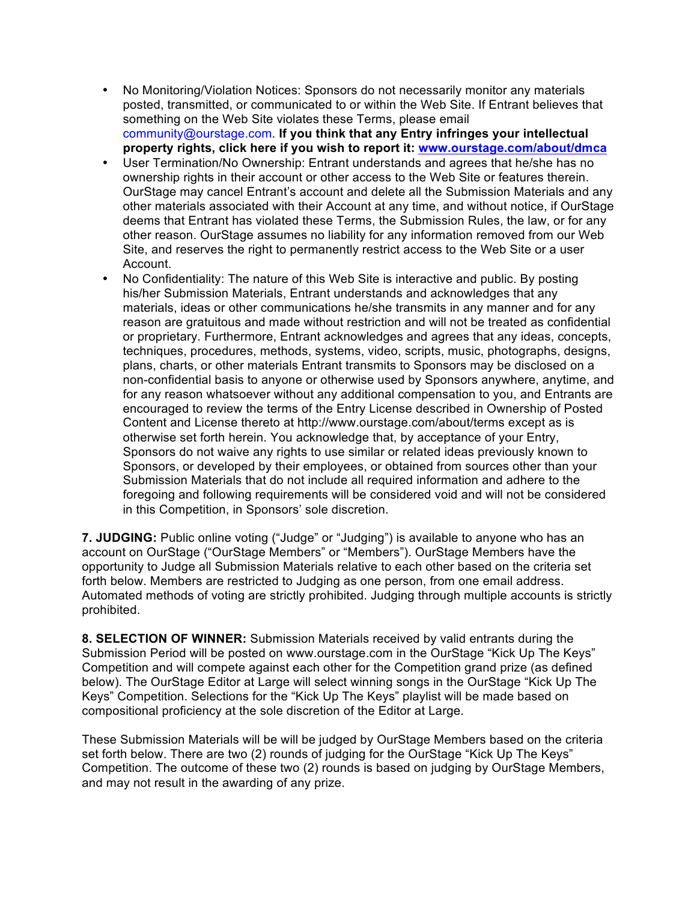- No Monitoring/Violation Notices: Sponsors do not necessarily monitor any materials posted, transmitted, or communicated to or within the Web Site. If Entrant believes that something on the Web Site violates these Terms, please email community@ourstage.com. **If you think that any Entry infringes your intellectual property rights, click here if you wish to report it: [www.ourstage.com/about/dmca](www.ourstage.com/about/dmca)**
- User Termination/No Ownership: Entrant understands and agrees that he/she has no ownership rights in their account or other access to the Web Site or features therein. OurStage may cancel Entrant's account and delete all the Submission Materials and any other materials associated with their Account at any time, and without notice, if OurStage deems that Entrant has violated these Terms, the Submission Rules, the law, or for any other reason. OurStage assumes no liability for any information removed from our Web Site, and reserves the right to permanently restrict access to the Web Site or a user Account.
- No Confidentiality: The nature of this Web Site is interactive and public. By posting his/her Submission Materials, Entrant understands and acknowledges that any materials, ideas or other communications he/she transmits in any manner and for any reason are gratuitous and made without restriction and will not be treated as confidential or proprietary. Furthermore, Entrant acknowledges and agrees that any ideas, concepts, techniques, procedures, methods, systems, video, scripts, music, photographs, designs, plans, charts, or other materials Entrant transmits to Sponsors may be disclosed on a non-confidential basis to anyone or otherwise used by Sponsors anywhere, anytime, and for any reason whatsoever without any additional compensation to you, and Entrants are encouraged to review the terms of the Entry License described in Ownership of Posted Content and License thereto at http://www.ourstage.com/about/terms except as is otherwise set forth herein. You acknowledge that, by acceptance of your Entry, Sponsors do not waive any rights to use similar or related ideas previously known to Sponsors, or developed by their employees, or obtained from sources other than your Submission Materials that do not include all required information and adhere to the foregoing and following requirements will be considered void and will not be considered in this Competition, in Sponsors' sole discretion.

**7. JUDGING:** Public online voting ("Judge" or "Judging") is available to anyone who has an account on OurStage ("OurStage Members" or "Members"). OurStage Members have the opportunity to Judge all Submission Materials relative to each other based on the criteria set forth below. Members are restricted to Judging as one person, from one email address. Automated methods of voting are strictly prohibited. Judging through multiple accounts is strictly prohibited.

**8. SELECTION OF WINNER:** Submission Materials received by valid entrants during the Submission Period will be posted on www.ourstage.com in the OurStage "Kick Up The Keys" Competition and will compete against each other for the Competition grand prize (as defined below). The OurStage Editor at Large will select winning songs in the OurStage "Kick Up The Keys" Competition. Selections for the "Kick Up The Keys" playlist will be made based on compositional proficiency at the sole discretion of the Editor at Large.

These Submission Materials will be will be judged by OurStage Members based on the criteria set forth below. There are two (2) rounds of judging for the OurStage "Kick Up The Keys" Competition. The outcome of these two (2) rounds is based on judging by OurStage Members, and may not result in the awarding of any prize.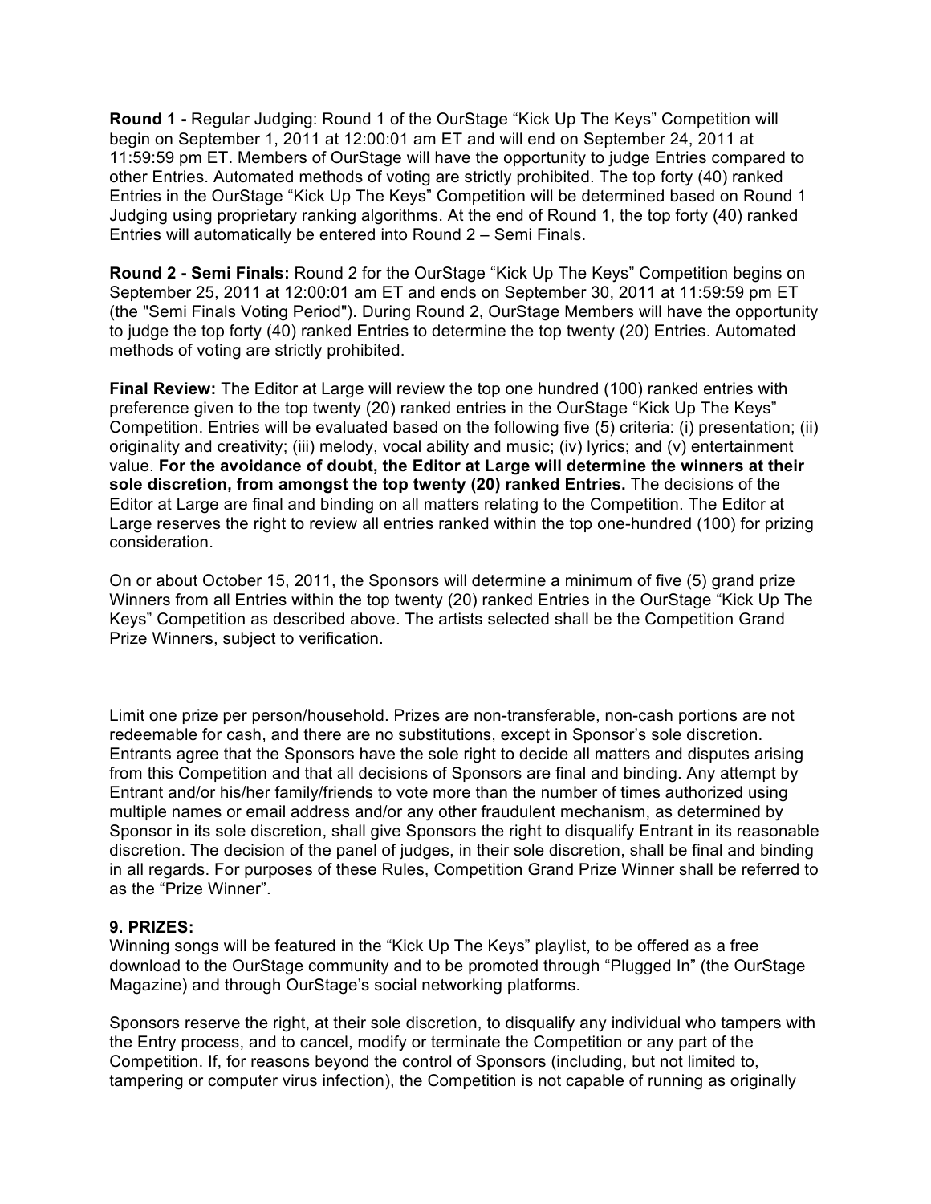**Round 1 -** Regular Judging: Round 1 of the OurStage "Kick Up The Keys" Competition will begin on September 1, 2011 at 12:00:01 am ET and will end on September 24, 2011 at 11:59:59 pm ET. Members of OurStage will have the opportunity to judge Entries compared to other Entries. Automated methods of voting are strictly prohibited. The top forty (40) ranked Entries in the OurStage "Kick Up The Keys" Competition will be determined based on Round 1 Judging using proprietary ranking algorithms. At the end of Round 1, the top forty (40) ranked Entries will automatically be entered into Round 2 – Semi Finals.

**Round 2 - Semi Finals:** Round 2 for the OurStage "Kick Up The Keys" Competition begins on September 25, 2011 at 12:00:01 am ET and ends on September 30, 2011 at 11:59:59 pm ET (the "Semi Finals Voting Period"). During Round 2, OurStage Members will have the opportunity to judge the top forty (40) ranked Entries to determine the top twenty (20) Entries. Automated methods of voting are strictly prohibited.

**Final Review:** The Editor at Large will review the top one hundred (100) ranked entries with preference given to the top twenty (20) ranked entries in the OurStage "Kick Up The Keys" Competition. Entries will be evaluated based on the following five (5) criteria: (i) presentation; (ii) originality and creativity; (iii) melody, vocal ability and music; (iv) lyrics; and (v) entertainment value. **For the avoidance of doubt, the Editor at Large will determine the winners at their sole discretion, from amongst the top twenty (20) ranked Entries.** The decisions of the Editor at Large are final and binding on all matters relating to the Competition. The Editor at Large reserves the right to review all entries ranked within the top one-hundred (100) for prizing consideration.

On or about October 15, 2011, the Sponsors will determine a minimum of five (5) grand prize Winners from all Entries within the top twenty (20) ranked Entries in the OurStage "Kick Up The Keys" Competition as described above. The artists selected shall be the Competition Grand Prize Winners, subject to verification.

Limit one prize per person/household. Prizes are non-transferable, non-cash portions are not redeemable for cash, and there are no substitutions, except in Sponsor's sole discretion. Entrants agree that the Sponsors have the sole right to decide all matters and disputes arising from this Competition and that all decisions of Sponsors are final and binding. Any attempt by Entrant and/or his/her family/friends to vote more than the number of times authorized using multiple names or email address and/or any other fraudulent mechanism, as determined by Sponsor in its sole discretion, shall give Sponsors the right to disqualify Entrant in its reasonable discretion. The decision of the panel of judges, in their sole discretion, shall be final and binding in all regards. For purposes of these Rules, Competition Grand Prize Winner shall be referred to as the "Prize Winner".

**9. PRIZES:**
Winning songs will be featured in the "Kick Up The Keys" playlist, to be offered as a free download to the OurStage community and to be promoted through "Plugged In" (the OurStage Magazine) and through OurStage's social networking platforms.

Sponsors reserve the right, at their sole discretion, to disqualify any individual who tampers with the Entry process, and to cancel, modify or terminate the Competition or any part of the Competition. If, for reasons beyond the control of Sponsors (including, but not limited to, tampering or computer virus infection), the Competition is not capable of running as originally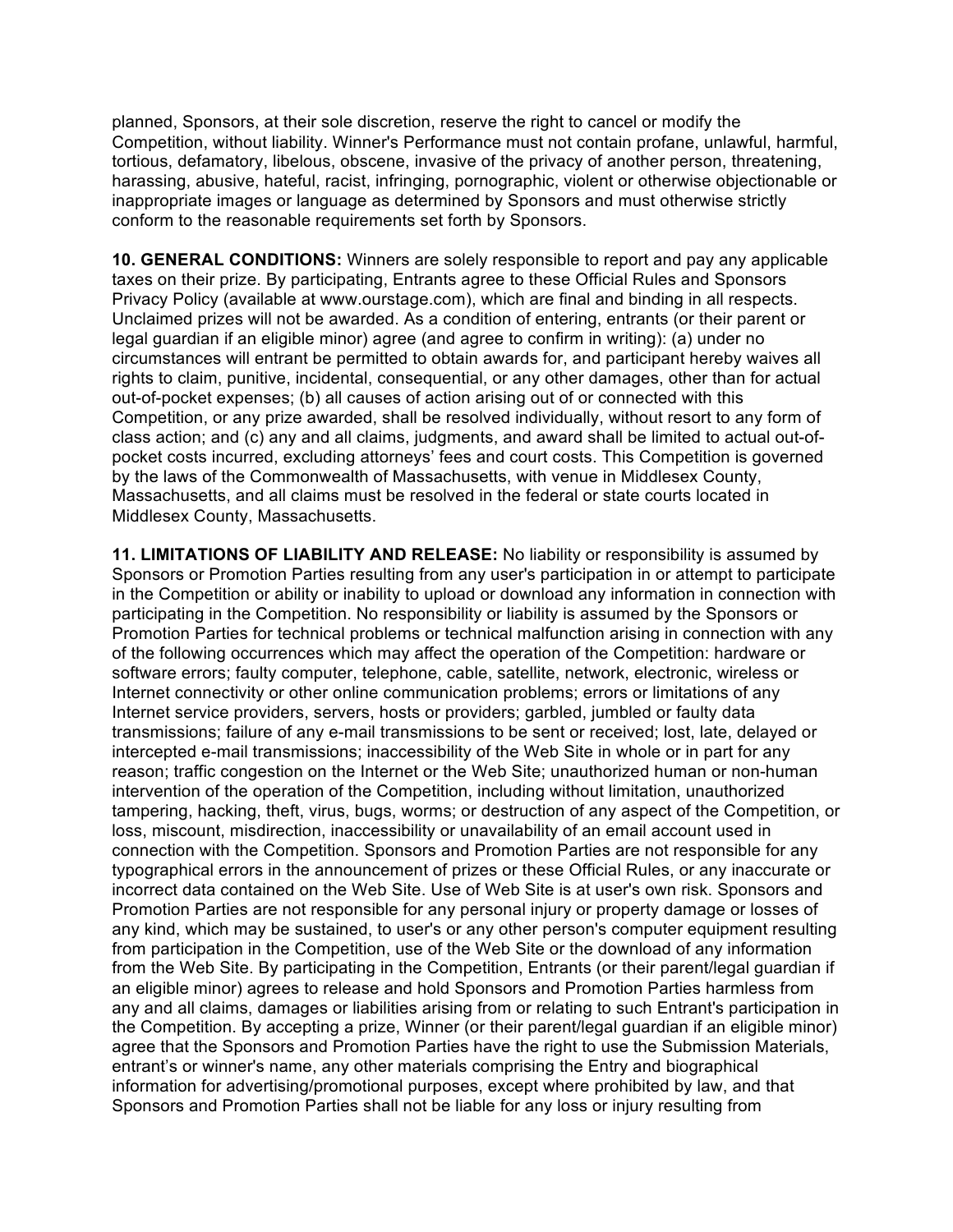planned, Sponsors, at their sole discretion, reserve the right to cancel or modify the Competition, without liability. Winner's Performance must not contain profane, unlawful, harmful, tortious, defamatory, libelous, obscene, invasive of the privacy of another person, threatening, harassing, abusive, hateful, racist, infringing, pornographic, violent or otherwise objectionable or inappropriate images or language as determined by Sponsors and must otherwise strictly conform to the reasonable requirements set forth by Sponsors.

**10. GENERAL CONDITIONS:** Winners are solely responsible to report and pay any applicable taxes on their prize. By participating, Entrants agree to these Official Rules and Sponsors Privacy Policy (available at www.ourstage.com), which are final and binding in all respects. Unclaimed prizes will not be awarded. As a condition of entering, entrants (or their parent or legal guardian if an eligible minor) agree (and agree to confirm in writing): (a) under no circumstances will entrant be permitted to obtain awards for, and participant hereby waives all rights to claim, punitive, incidental, consequential, or any other damages, other than for actual out-of-pocket expenses; (b) all causes of action arising out of or connected with this Competition, or any prize awarded, shall be resolved individually, without resort to any form of class action; and (c) any and all claims, judgments, and award shall be limited to actual out-of-pocket costs incurred, excluding attorneys' fees and court costs. This Competition is governed by the laws of the Commonwealth of Massachusetts, with venue in Middlesex County, Massachusetts, and all claims must be resolved in the federal or state courts located in Middlesex County, Massachusetts.

**11. LIMITATIONS OF LIABILITY AND RELEASE:** No liability or responsibility is assumed by Sponsors or Promotion Parties resulting from any user's participation in or attempt to participate in the Competition or ability or inability to upload or download any information in connection with participating in the Competition. No responsibility or liability is assumed by the Sponsors or Promotion Parties for technical problems or technical malfunction arising in connection with any of the following occurrences which may affect the operation of the Competition: hardware or software errors; faulty computer, telephone, cable, satellite, network, electronic, wireless or Internet connectivity or other online communication problems; errors or limitations of any Internet service providers, servers, hosts or providers; garbled, jumbled or faulty data transmissions; failure of any e-mail transmissions to be sent or received; lost, late, delayed or intercepted e-mail transmissions; inaccessibility of the Web Site in whole or in part for any reason; traffic congestion on the Internet or the Web Site; unauthorized human or non-human intervention of the operation of the Competition, including without limitation, unauthorized tampering, hacking, theft, virus, bugs, worms; or destruction of any aspect of the Competition, or loss, miscount, misdirection, inaccessibility or unavailability of an email account used in connection with the Competition. Sponsors and Promotion Parties are not responsible for any typographical errors in the announcement of prizes or these Official Rules, or any inaccurate or incorrect data contained on the Web Site. Use of Web Site is at user's own risk. Sponsors and Promotion Parties are not responsible for any personal injury or property damage or losses of any kind, which may be sustained, to user's or any other person's computer equipment resulting from participation in the Competition, use of the Web Site or the download of any information from the Web Site. By participating in the Competition, Entrants (or their parent/legal guardian if an eligible minor) agrees to release and hold Sponsors and Promotion Parties harmless from any and all claims, damages or liabilities arising from or relating to such Entrant's participation in the Competition. By accepting a prize, Winner (or their parent/legal guardian if an eligible minor) agree that the Sponsors and Promotion Parties have the right to use the Submission Materials, entrant's or winner's name, any other materials comprising the Entry and biographical information for advertising/promotional purposes, except where prohibited by law, and that Sponsors and Promotion Parties shall not be liable for any loss or injury resulting from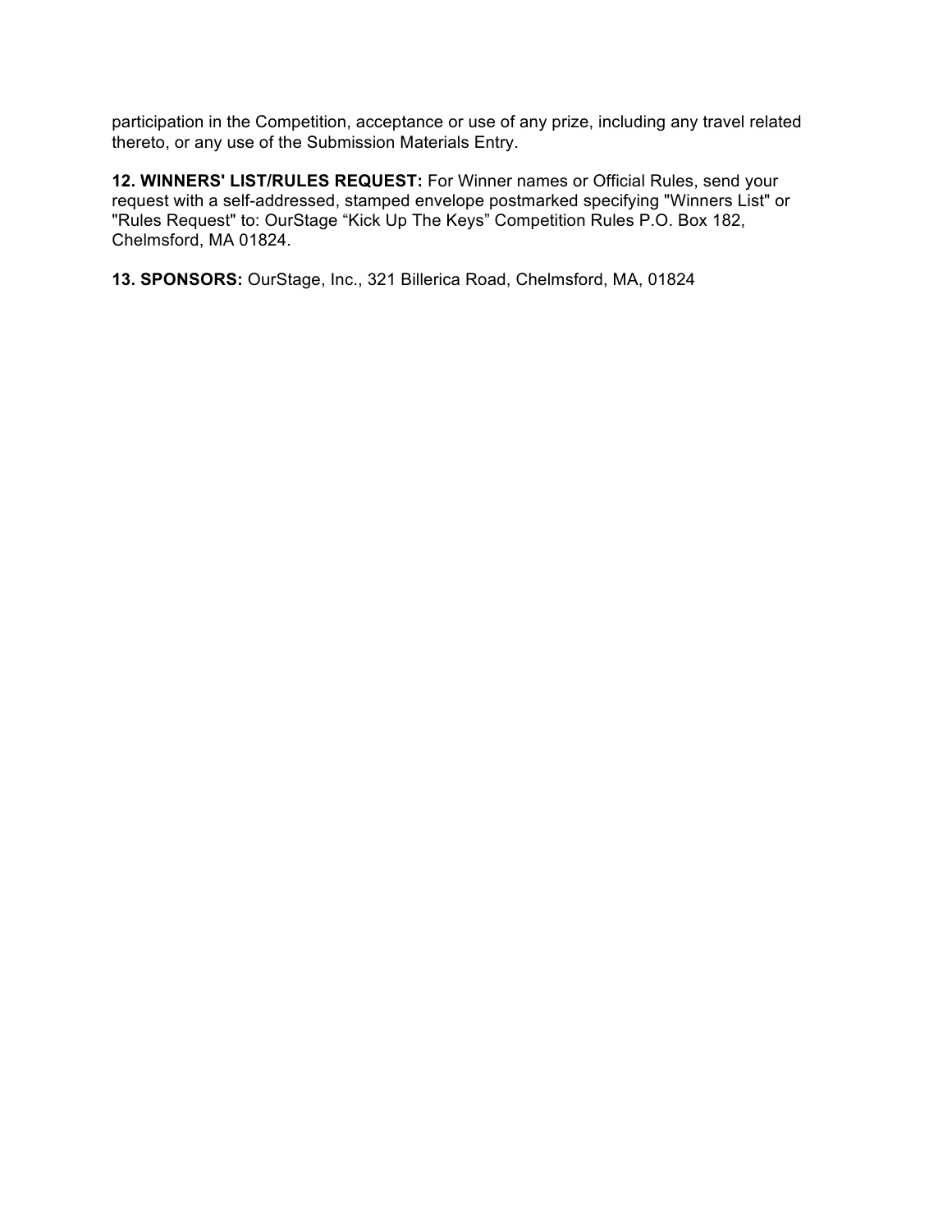participation in the Competition, acceptance or use of any prize, including any travel related thereto, or any use of the Submission Materials Entry.

**12. WINNERS' LIST/RULES REQUEST:** For Winner names or Official Rules, send your request with a self-addressed, stamped envelope postmarked specifying "Winners List" or "Rules Request" to: OurStage “Kick Up The Keys” Competition Rules P.O. Box 182, Chelmsford, MA 01824.

**13. SPONSORS:** OurStage, Inc., 321 Billerica Road, Chelmsford, MA, 01824